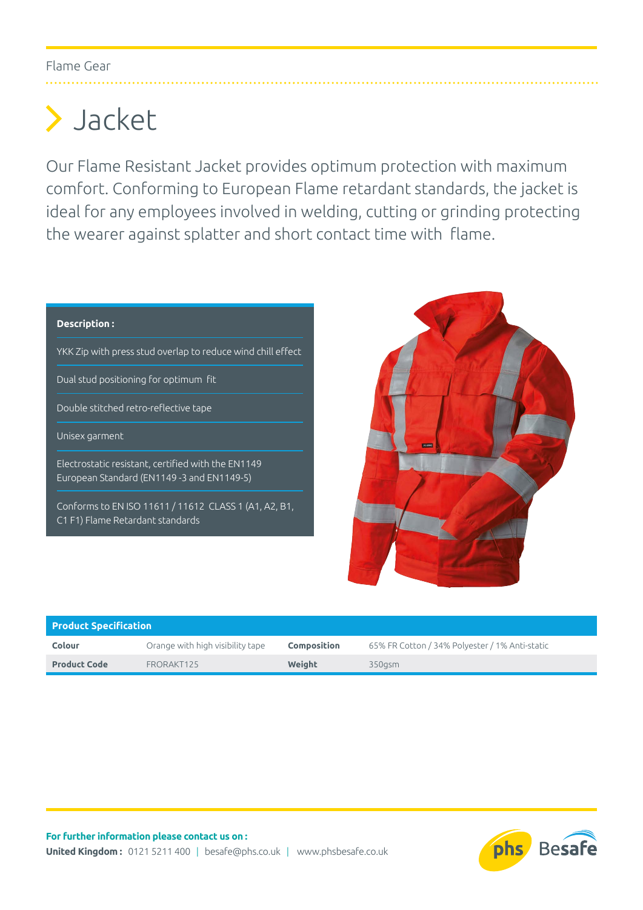Flame Gear

# Jacket

Our Flame Resistant Jacket provides optimum protection with maximum comfort. Conforming to European Flame retardant standards, the jacket is ideal for any employees involved in welding, cutting or grinding protecting the wearer against splatter and short contact time with flame.

**Description :**

- YKK Zip with press stud overlap to reduce wind chill effect
- Dual stud positioning for optimum fit
- Double stitched retro-reflective tape
- Unisex garment
- Electrostatic resistant, certified with the EN1149 European Standard (EN1149 -3 and EN1149-5)
- Conforms to EN ISO 11611 / 11612 CLASS 1 (A1, A2, B1, C1 F1) Flame Retardant standards

**Product Specification**

| | | | |
|---|---|---|---|
| **Colour** | Orange with high visibility tape | **Composition** | 65% FR Cotton / 34% Polyester / 1% Anti-static |
| **Product Code** | FRORAKT125 | **Weight** | 350gsm |

**For further information please contact us on :**
**United Kingdom :** 0121 5211 400 | besafe@phs.co.uk | www.phsbesafe.co.uk

phs Besafe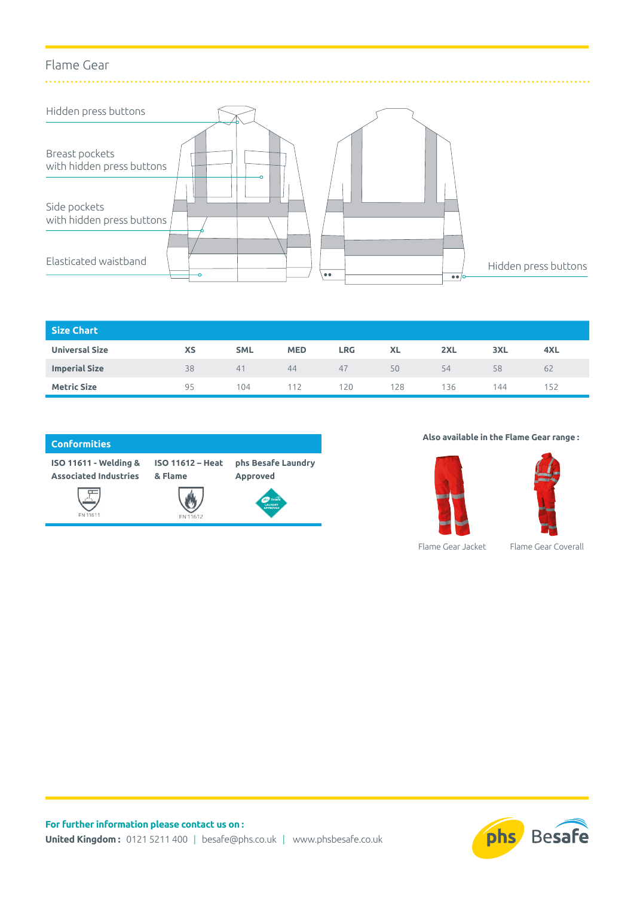## Flame Gear

Hidden press buttons

Breast pockets with hidden press buttons

Side pockets with hidden press buttons

Elasticated waistband

Hidden press buttons

| Size Chart | | | | | | | | |
|---|---|---|---|---|---|---|---|---|
| **Universal Size** | **XS** | **SML** | **MED** | **LRG** | **XL** | **2XL** | **3XL** | **4XL** |
| **Imperial Size** | 38 | 41 | 44 | 47 | 50 | 54 | 58 | 62 |
| **Metric Size** | 95 | 104 | 112 | 120 | 128 | 136 | 144 | 152 |

### Conformities

| ISO 11611 - Welding & Associated Industries | ISO 11612 – Heat & Flame | phs Besafe Laundry Approved |
|---|---|---|
| EN 11611 | EN 11612 | |

**Also available in the Flame Gear range :**

Flame Gear Jacket

Flame Gear Coverall

**For further information please contact us on :**

**United Kingdom :** 0121 5211 400 | besafe@phs.co.uk | www.phsbesafe.co.uk